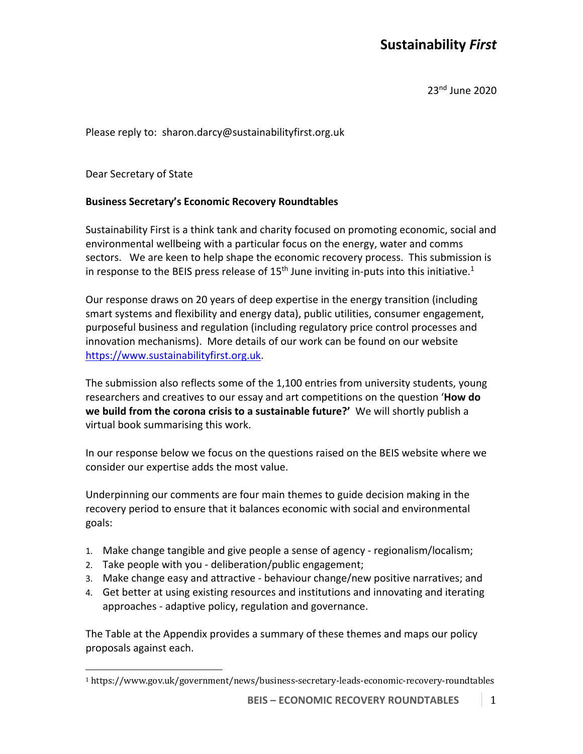**Sustainability *First***

23rd June 2020

Please reply to: sharon.darcy@sustainabilityfirst.org.uk

Dear Secretary of State

**Business Secretary's Economic Recovery Roundtables**

Sustainability First is a think tank and charity focused on promoting economic, social and environmental wellbeing with a particular focus on the energy, water and comms sectors. We are keen to help shape the economic recovery process. This submission is in response to the BEIS press release of 15th June inviting in-puts into this initiative.[1]

Our response draws on 20 years of deep expertise in the energy transition (including smart systems and flexibility and energy data), public utilities, consumer engagement, purposeful business and regulation (including regulatory price control processes and innovation mechanisms). More details of our work can be found on our website https://www.sustainabilityfirst.org.uk.

The submission also reflects some of the 1,100 entries from university students, young researchers and creatives to our essay and art competitions on the question '**How do we build from the corona crisis to a sustainable future?**' We will shortly publish a virtual book summarising this work.

In our response below we focus on the questions raised on the BEIS website where we consider our expertise adds the most value.

Underpinning our comments are four main themes to guide decision making in the recovery period to ensure that it balances economic with social and environmental goals:

1. Make change tangible and give people a sense of agency - regionalism/localism;
2. Take people with you - deliberation/public engagement;
3. Make change easy and attractive - behaviour change/new positive narratives; and
4. Get better at using existing resources and institutions and innovating and iterating approaches - adaptive policy, regulation and governance.

The Table at the Appendix provides a summary of these themes and maps our policy proposals against each.

[1] https://www.gov.uk/government/news/business-secretary-leads-economic-recovery-roundtables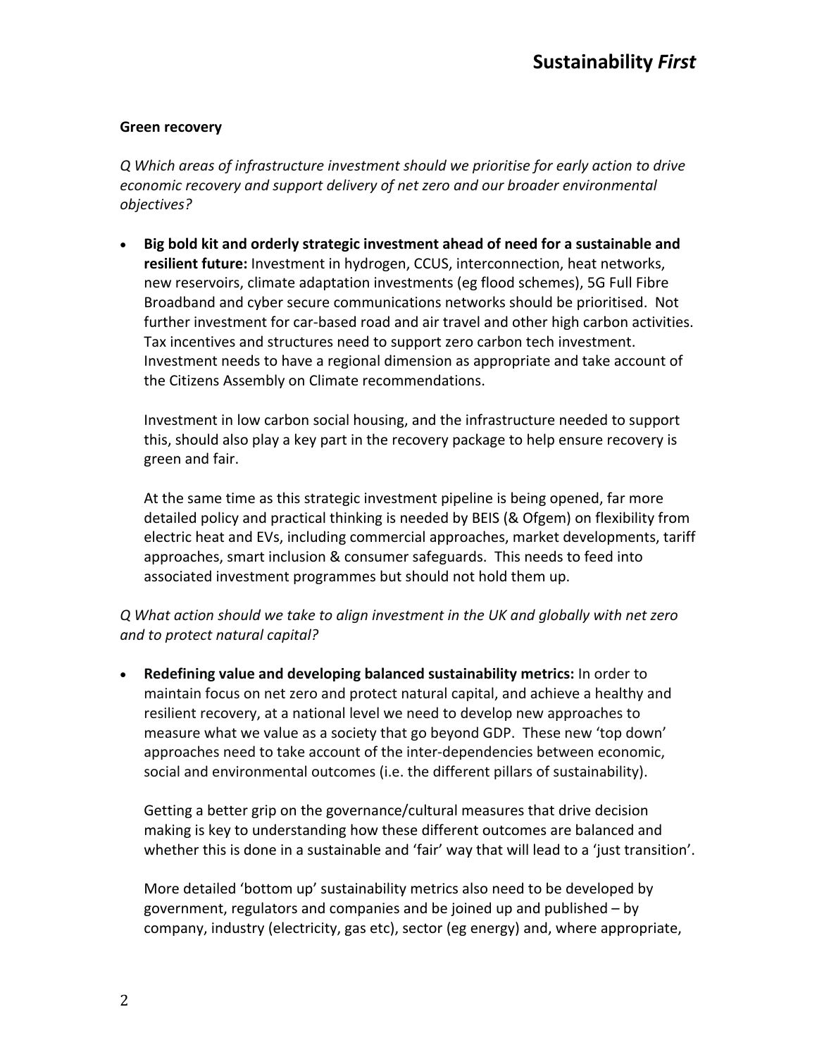**Green recovery**

*Q Which areas of infrastructure investment should we prioritise for early action to drive economic recovery and support delivery of net zero and our broader environmental objectives?*

- **Big bold kit and orderly strategic investment ahead of need for a sustainable and resilient future:** Investment in hydrogen, CCUS, interconnection, heat networks, new reservoirs, climate adaptation investments (eg flood schemes), 5G Full Fibre Broadband and cyber secure communications networks should be prioritised. Not further investment for car-based road and air travel and other high carbon activities. Tax incentives and structures need to support zero carbon tech investment. Investment needs to have a regional dimension as appropriate and take account of the Citizens Assembly on Climate recommendations.

  Investment in low carbon social housing, and the infrastructure needed to support this, should also play a key part in the recovery package to help ensure recovery is green and fair.

  At the same time as this strategic investment pipeline is being opened, far more detailed policy and practical thinking is needed by BEIS (& Ofgem) on flexibility from electric heat and EVs, including commercial approaches, market developments, tariff approaches, smart inclusion & consumer safeguards. This needs to feed into associated investment programmes but should not hold them up.

*Q What action should we take to align investment in the UK and globally with net zero and to protect natural capital?*

- **Redefining value and developing balanced sustainability metrics:** In order to maintain focus on net zero and protect natural capital, and achieve a healthy and resilient recovery, at a national level we need to develop new approaches to measure what we value as a society that go beyond GDP. These new 'top down' approaches need to take account of the inter-dependencies between economic, social and environmental outcomes (i.e. the different pillars of sustainability).

  Getting a better grip on the governance/cultural measures that drive decision making is key to understanding how these different outcomes are balanced and whether this is done in a sustainable and 'fair' way that will lead to a 'just transition'.

  More detailed 'bottom up' sustainability metrics also need to be developed by government, regulators and companies and be joined up and published – by company, industry (electricity, gas etc), sector (eg energy) and, where appropriate,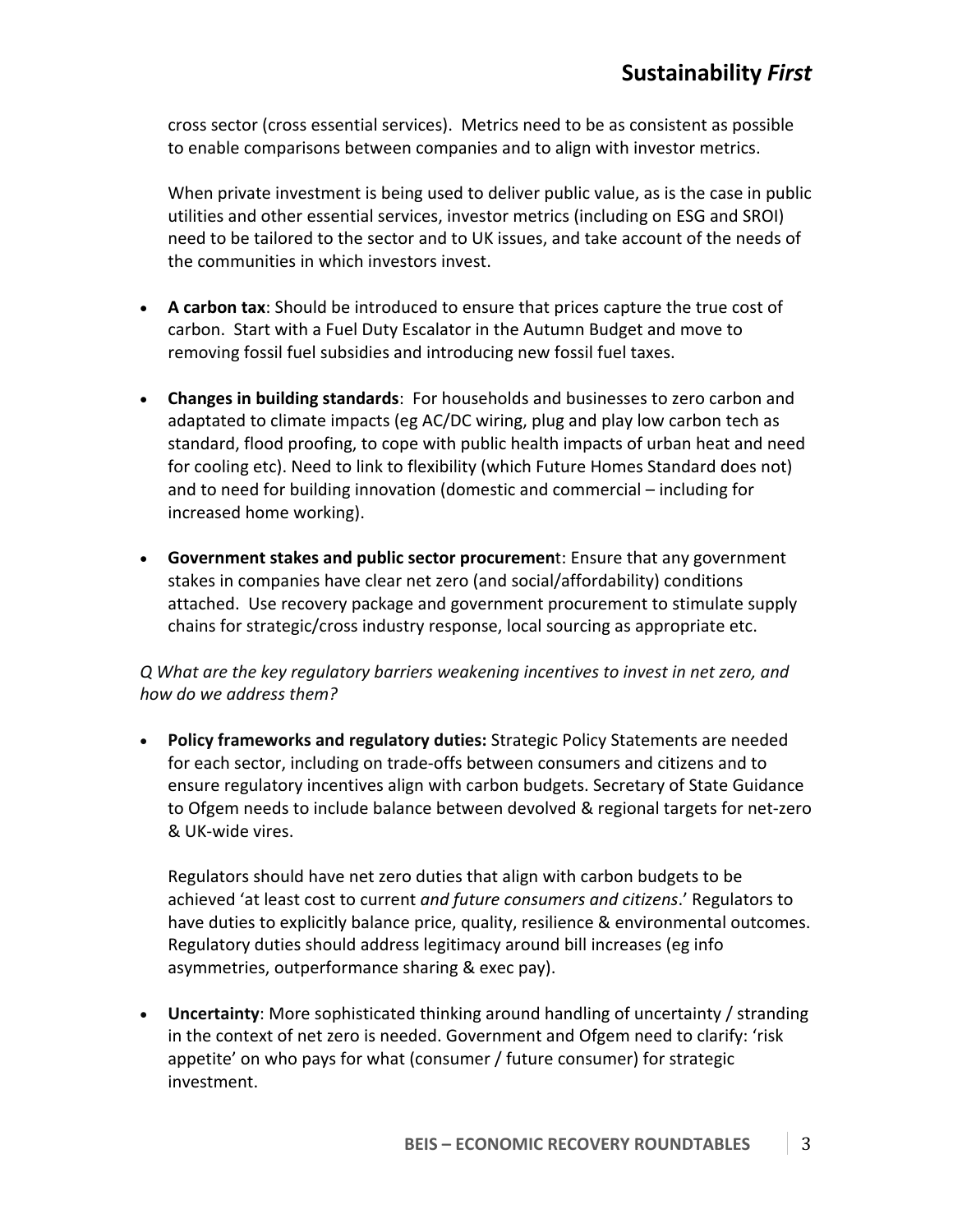cross sector (cross essential services). Metrics need to be as consistent as possible to enable comparisons between companies and to align with investor metrics.

When private investment is being used to deliver public value, as is the case in public utilities and other essential services, investor metrics (including on ESG and SROI) need to be tailored to the sector and to UK issues, and take account of the needs of the communities in which investors invest.

- **A carbon tax**: Should be introduced to ensure that prices capture the true cost of carbon. Start with a Fuel Duty Escalator in the Autumn Budget and move to removing fossil fuel subsidies and introducing new fossil fuel taxes.

- **Changes in building standards**: For households and businesses to zero carbon and adaptated to climate impacts (eg AC/DC wiring, plug and play low carbon tech as standard, flood proofing, to cope with public health impacts of urban heat and need for cooling etc). Need to link to flexibility (which Future Homes Standard does not) and to need for building innovation (domestic and commercial – including for increased home working).

- **Government stakes and public sector procurement**: Ensure that any government stakes in companies have clear net zero (and social/affordability) conditions attached. Use recovery package and government procurement to stimulate supply chains for strategic/cross industry response, local sourcing as appropriate etc.

*Q What are the key regulatory barriers weakening incentives to invest in net zero, and how do we address them?*

- **Policy frameworks and regulatory duties:** Strategic Policy Statements are needed for each sector, including on trade-offs between consumers and citizens and to ensure regulatory incentives align with carbon budgets. Secretary of State Guidance to Ofgem needs to include balance between devolved & regional targets for net-zero & UK-wide vires.

  Regulators should have net zero duties that align with carbon budgets to be achieved 'at least cost to current *and future consumers and citizens*.' Regulators to have duties to explicitly balance price, quality, resilience & environmental outcomes. Regulatory duties should address legitimacy around bill increases (eg info asymmetries, outperformance sharing & exec pay).

- **Uncertainty**: More sophisticated thinking around handling of uncertainty / stranding in the context of net zero is needed. Government and Ofgem need to clarify: 'risk appetite' on who pays for what (consumer / future consumer) for strategic investment.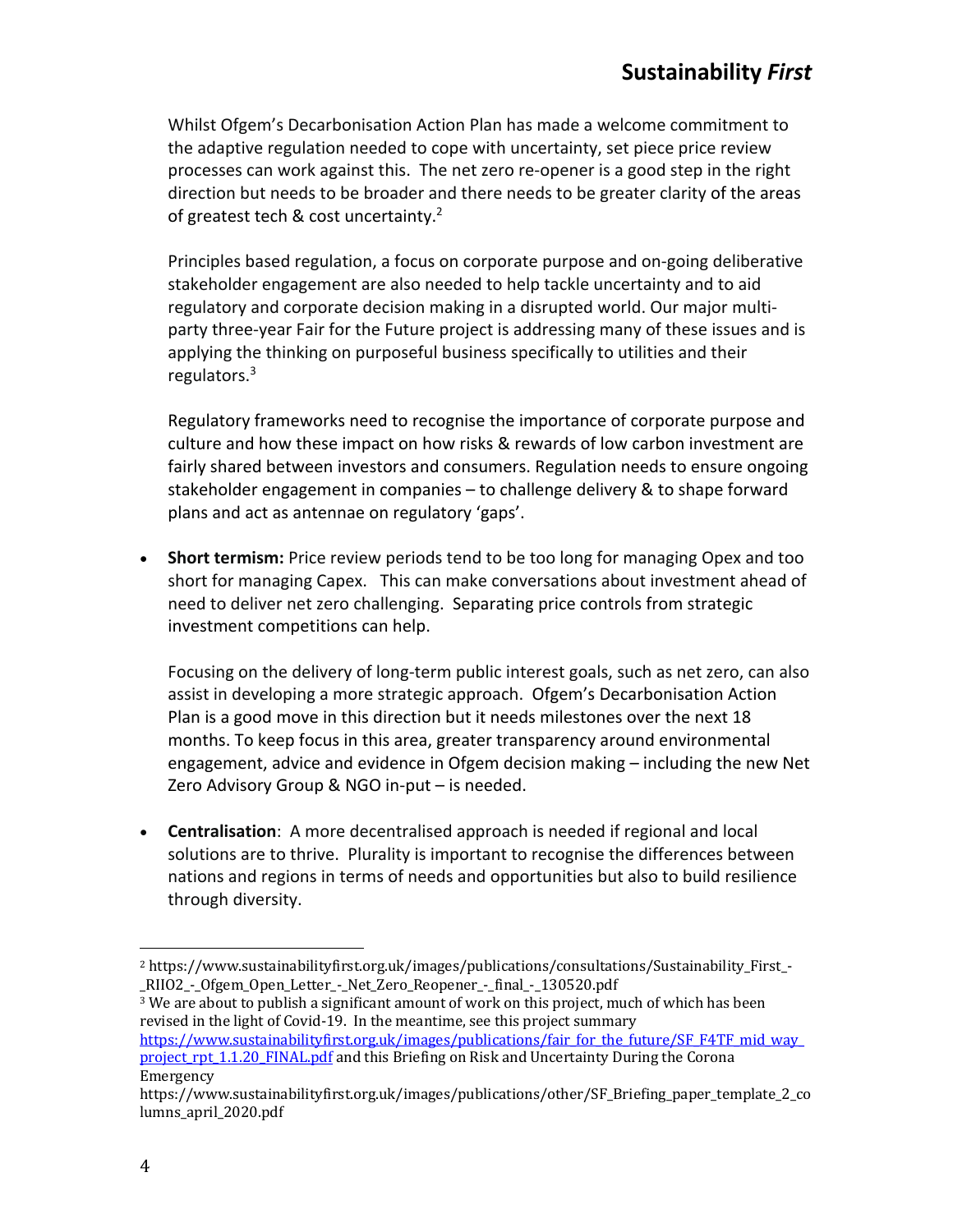Whilst Ofgem's Decarbonisation Action Plan has made a welcome commitment to the adaptive regulation needed to cope with uncertainty, set piece price review processes can work against this. The net zero re-opener is a good step in the right direction but needs to be broader and there needs to be greater clarity of the areas of greatest tech & cost uncertainty.[2]

Principles based regulation, a focus on corporate purpose and on-going deliberative stakeholder engagement are also needed to help tackle uncertainty and to aid regulatory and corporate decision making in a disrupted world. Our major multi-party three-year Fair for the Future project is addressing many of these issues and is applying the thinking on purposeful business specifically to utilities and their regulators.[3]

Regulatory frameworks need to recognise the importance of corporate purpose and culture and how these impact on how risks & rewards of low carbon investment are fairly shared between investors and consumers. Regulation needs to ensure ongoing stakeholder engagement in companies – to challenge delivery & to shape forward plans and act as antennae on regulatory 'gaps'.

- **Short termism:** Price review periods tend to be too long for managing Opex and too short for managing Capex. This can make conversations about investment ahead of need to deliver net zero challenging. Separating price controls from strategic investment competitions can help.

  Focusing on the delivery of long-term public interest goals, such as net zero, can also assist in developing a more strategic approach. Ofgem's Decarbonisation Action Plan is a good move in this direction but it needs milestones over the next 18 months. To keep focus in this area, greater transparency around environmental engagement, advice and evidence in Ofgem decision making – including the new Net Zero Advisory Group & NGO in-put – is needed.

- **Centralisation**: A more decentralised approach is needed if regional and local solutions are to thrive. Plurality is important to recognise the differences between nations and regions in terms of needs and opportunities but also to build resilience through diversity.

---

[2] https://www.sustainabilityfirst.org.uk/images/publications/consultations/Sustainability_First_-_RIIO2_-_Ofgem_Open_Letter_-_Net_Zero_Reopener_-_final_-_130520.pdf

[3] We are about to publish a significant amount of work on this project, much of which has been revised in the light of Covid-19. In the meantime, see this project summary [https://www.sustainabilityfirst.org.uk/images/publications/fair_for_the_future/SF_F4TF_mid_way_project_rpt_1.1.20_FINAL.pdf](https://www.sustainabilityfirst.org.uk/images/publications/fair_for_the_future/SF_F4TF_mid_way_project_rpt_1.1.20_FINAL.pdf) and this Briefing on Risk and Uncertainty During the Corona Emergency https://www.sustainabilityfirst.org.uk/images/publications/other/SF_Briefing_paper_template_2_columns_april_2020.pdf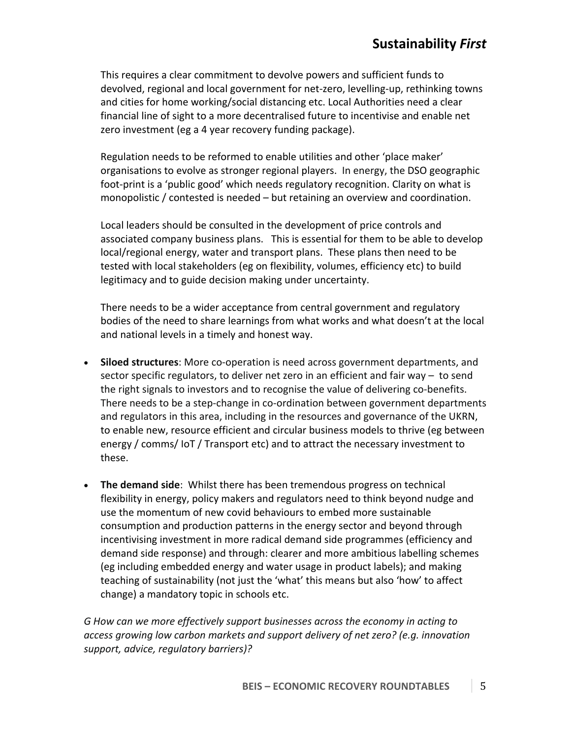This requires a clear commitment to devolve powers and sufficient funds to devolved, regional and local government for net-zero, levelling-up, rethinking towns and cities for home working/social distancing etc. Local Authorities need a clear financial line of sight to a more decentralised future to incentivise and enable net zero investment (eg a 4 year recovery funding package).

Regulation needs to be reformed to enable utilities and other 'place maker' organisations to evolve as stronger regional players. In energy, the DSO geographic foot-print is a 'public good' which needs regulatory recognition. Clarity on what is monopolistic / contested is needed – but retaining an overview and coordination.

Local leaders should be consulted in the development of price controls and associated company business plans. This is essential for them to be able to develop local/regional energy, water and transport plans. These plans then need to be tested with local stakeholders (eg on flexibility, volumes, efficiency etc) to build legitimacy and to guide decision making under uncertainty.

There needs to be a wider acceptance from central government and regulatory bodies of the need to share learnings from what works and what doesn't at the local and national levels in a timely and honest way.

- **Siloed structures**: More co-operation is need across government departments, and sector specific regulators, to deliver net zero in an efficient and fair way – to send the right signals to investors and to recognise the value of delivering co-benefits. There needs to be a step-change in co-ordination between government departments and regulators in this area, including in the resources and governance of the UKRN, to enable new, resource efficient and circular business models to thrive (eg between energy / comms/ IoT / Transport etc) and to attract the necessary investment to these.

- **The demand side**: Whilst there has been tremendous progress on technical flexibility in energy, policy makers and regulators need to think beyond nudge and use the momentum of new covid behaviours to embed more sustainable consumption and production patterns in the energy sector and beyond through incentivising investment in more radical demand side programmes (efficiency and demand side response) and through: clearer and more ambitious labelling schemes (eg including embedded energy and water usage in product labels); and making teaching of sustainability (not just the 'what' this means but also 'how' to affect change) a mandatory topic in schools etc.

*G How can we more effectively support businesses across the economy in acting to access growing low carbon markets and support delivery of net zero? (e.g. innovation support, advice, regulatory barriers)?*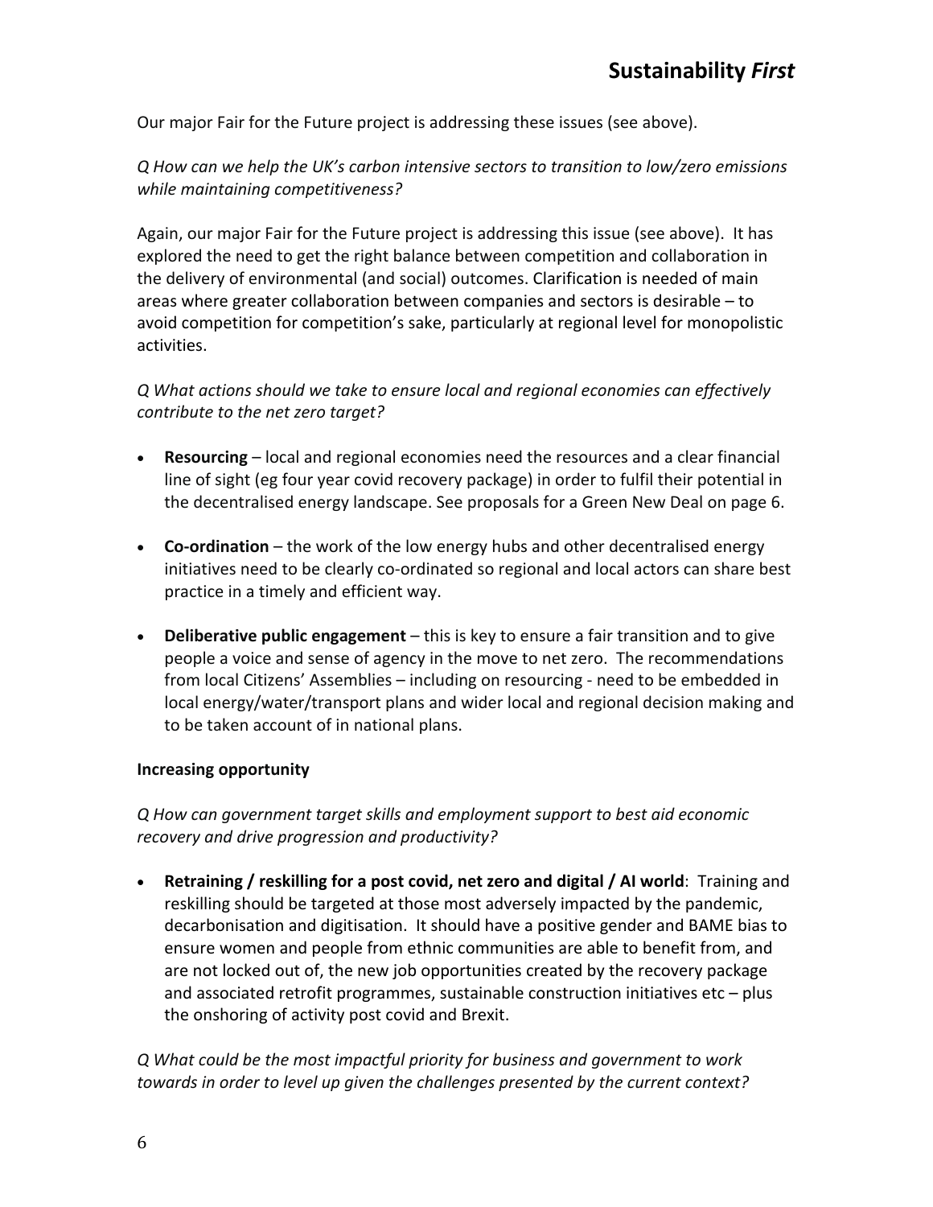Our major Fair for the Future project is addressing these issues (see above).

*Q How can we help the UK's carbon intensive sectors to transition to low/zero emissions while maintaining competitiveness?*

Again, our major Fair for the Future project is addressing this issue (see above). It has explored the need to get the right balance between competition and collaboration in the delivery of environmental (and social) outcomes. Clarification is needed of main areas where greater collaboration between companies and sectors is desirable – to avoid competition for competition's sake, particularly at regional level for monopolistic activities.

*Q What actions should we take to ensure local and regional economies can effectively contribute to the net zero target?*

- **Resourcing** – local and regional economies need the resources and a clear financial line of sight (eg four year covid recovery package) in order to fulfil their potential in the decentralised energy landscape. See proposals for a Green New Deal on page 6.
- **Co-ordination** – the work of the low energy hubs and other decentralised energy initiatives need to be clearly co-ordinated so regional and local actors can share best practice in a timely and efficient way.
- **Deliberative public engagement** – this is key to ensure a fair transition and to give people a voice and sense of agency in the move to net zero. The recommendations from local Citizens' Assemblies – including on resourcing - need to be embedded in local energy/water/transport plans and wider local and regional decision making and to be taken account of in national plans.

**Increasing opportunity**

*Q How can government target skills and employment support to best aid economic recovery and drive progression and productivity?*

- **Retraining / reskilling for a post covid, net zero and digital / AI world**: Training and reskilling should be targeted at those most adversely impacted by the pandemic, decarbonisation and digitisation. It should have a positive gender and BAME bias to ensure women and people from ethnic communities are able to benefit from, and are not locked out of, the new job opportunities created by the recovery package and associated retrofit programmes, sustainable construction initiatives etc – plus the onshoring of activity post covid and Brexit.

*Q What could be the most impactful priority for business and government to work towards in order to level up given the challenges presented by the current context?*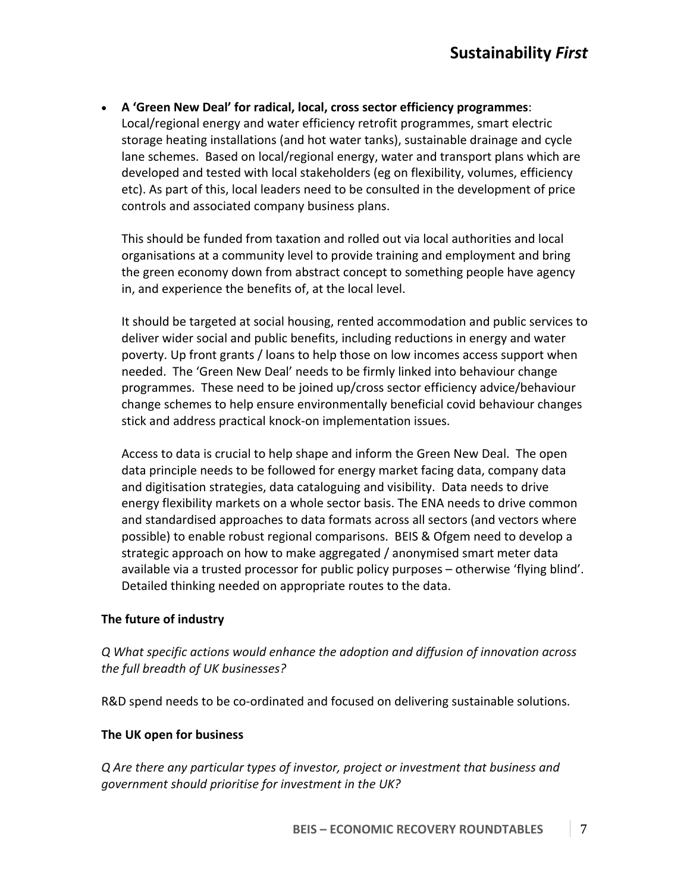- **A 'Green New Deal' for radical, local, cross sector efficiency programmes**: Local/regional energy and water efficiency retrofit programmes, smart electric storage heating installations (and hot water tanks), sustainable drainage and cycle lane schemes. Based on local/regional energy, water and transport plans which are developed and tested with local stakeholders (eg on flexibility, volumes, efficiency etc). As part of this, local leaders need to be consulted in the development of price controls and associated company business plans.

  This should be funded from taxation and rolled out via local authorities and local organisations at a community level to provide training and employment and bring the green economy down from abstract concept to something people have agency in, and experience the benefits of, at the local level.

  It should be targeted at social housing, rented accommodation and public services to deliver wider social and public benefits, including reductions in energy and water poverty. Up front grants / loans to help those on low incomes access support when needed. The 'Green New Deal' needs to be firmly linked into behaviour change programmes. These need to be joined up/cross sector efficiency advice/behaviour change schemes to help ensure environmentally beneficial covid behaviour changes stick and address practical knock-on implementation issues.

  Access to data is crucial to help shape and inform the Green New Deal. The open data principle needs to be followed for energy market facing data, company data and digitisation strategies, data cataloguing and visibility. Data needs to drive energy flexibility markets on a whole sector basis. The ENA needs to drive common and standardised approaches to data formats across all sectors (and vectors where possible) to enable robust regional comparisons. BEIS & Ofgem need to develop a strategic approach on how to make aggregated / anonymised smart meter data available via a trusted processor for public policy purposes – otherwise 'flying blind'. Detailed thinking needed on appropriate routes to the data.

**The future of industry**

*Q What specific actions would enhance the adoption and diffusion of innovation across the full breadth of UK businesses?*

R&D spend needs to be co-ordinated and focused on delivering sustainable solutions.

**The UK open for business**

*Q Are there any particular types of investor, project or investment that business and government should prioritise for investment in the UK?*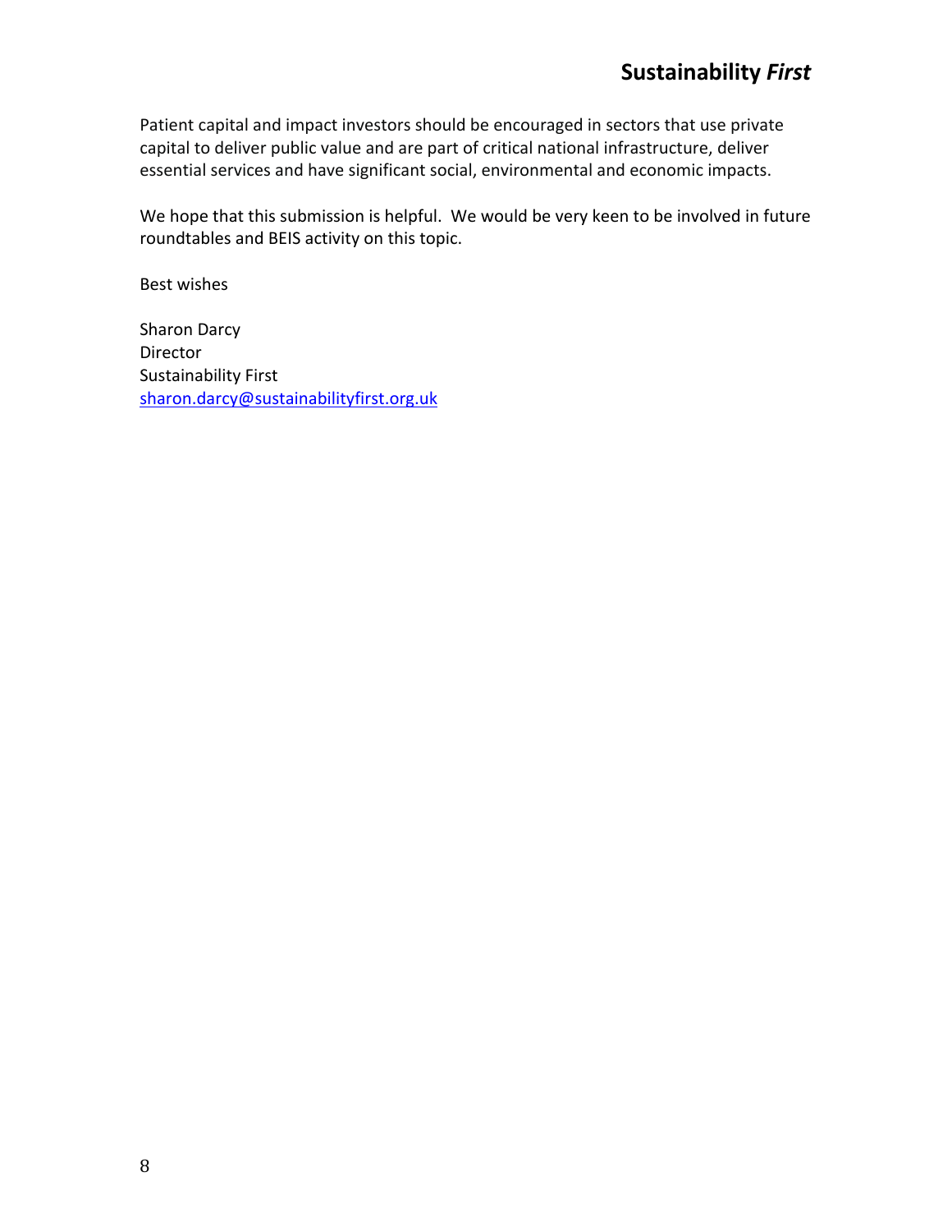Patient capital and impact investors should be encouraged in sectors that use private capital to deliver public value and are part of critical national infrastructure, deliver essential services and have significant social, environmental and economic impacts.

We hope that this submission is helpful. We would be very keen to be involved in future roundtables and BEIS activity on this topic.

Best wishes

Sharon Darcy  
Director  
Sustainability First  
sharon.darcy@sustainabilityfirst.org.uk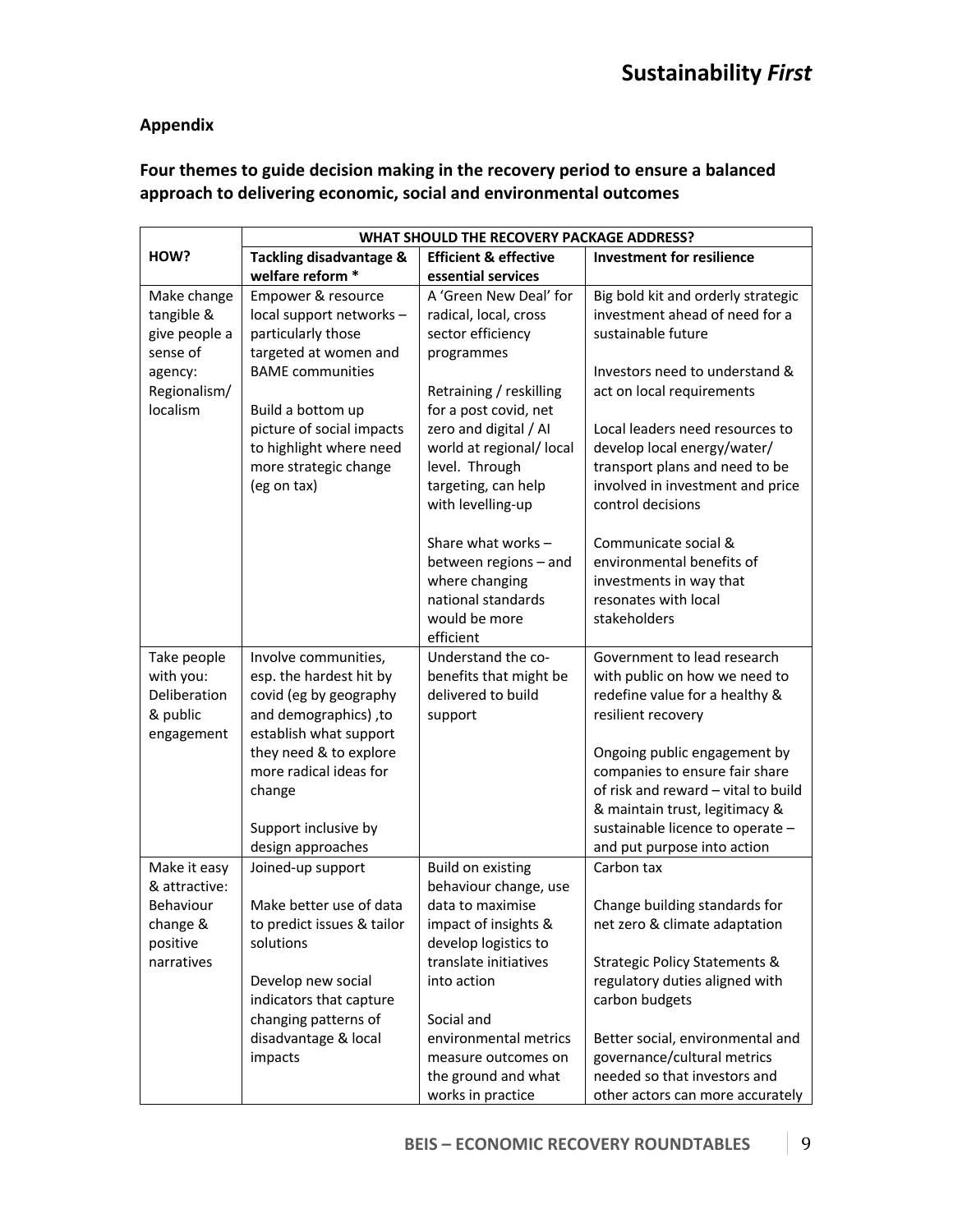## Appendix

### Four themes to guide decision making in the recovery period to ensure a balanced approach to delivering economic, social and environmental outcomes

| | WHAT SHOULD THE RECOVERY PACKAGE ADDRESS? | | |
|---|---|---|---|
| **HOW?** | **Tackling disadvantage & welfare reform *** | **Efficient & effective essential services** | **Investment for resilience** |
| Make change tangible & give people a sense of agency: Regionalism/ localism | Empower & resource local support networks – particularly those targeted at women and BAME communities<br><br>Build a bottom up picture of social impacts to highlight where need more strategic change (eg on tax) | A 'Green New Deal' for radical, local, cross sector efficiency programmes<br><br>Retraining / reskilling for a post covid, net zero and digital / AI world at regional/ local level. Through targeting, can help with levelling-up<br><br>Share what works – between regions – and where changing national standards would be more efficient | Big bold kit and orderly strategic investment ahead of need for a sustainable future<br><br>Investors need to understand & act on local requirements<br><br>Local leaders need resources to develop local energy/water/ transport plans and need to be involved in investment and price control decisions<br><br>Communicate social & environmental benefits of investments in way that resonates with local stakeholders |
| Take people with you: Deliberation & public engagement | Involve communities, esp. the hardest hit by covid (eg by geography and demographics) ,to establish what support they need & to explore more radical ideas for change<br><br>Support inclusive by design approaches | Understand the co-benefits that might be delivered to build support | Government to lead research with public on how we need to redefine value for a healthy & resilient recovery<br><br>Ongoing public engagement by companies to ensure fair share of risk and reward – vital to build & maintain trust, legitimacy & sustainable licence to operate – and put purpose into action |
| Make it easy & attractive: Behaviour change & positive narratives | Joined-up support<br><br>Make better use of data to predict issues & tailor solutions<br><br>Develop new social indicators that capture changing patterns of disadvantage & local impacts | Build on existing behaviour change, use data to maximise impact of insights & develop logistics to translate initiatives into action<br><br>Social and environmental metrics measure outcomes on the ground and what works in practice | Carbon tax<br><br>Change building standards for net zero & climate adaptation<br><br>Strategic Policy Statements & regulatory duties aligned with carbon budgets<br><br>Better social, environmental and governance/cultural metrics needed so that investors and other actors can more accurately |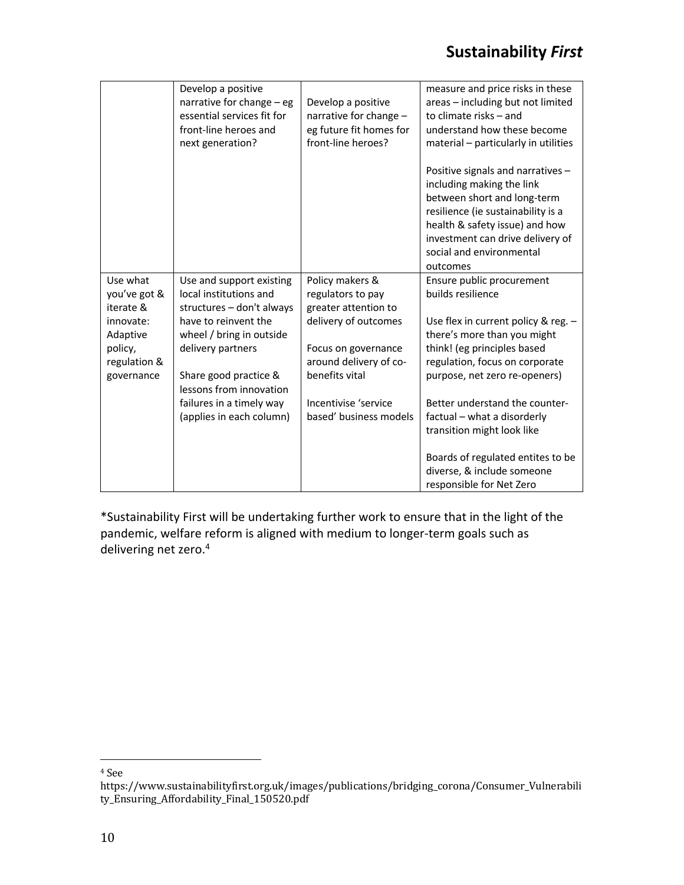| | | | |
|---|---|---|---|
| | Develop a positive narrative for change – eg essential services fit for front-line heroes and next generation? | Develop a positive narrative for change – eg future fit homes for front-line heroes? | measure and price risks in these areas – including but not limited to climate risks – and understand how these become material – particularly in utilities<br><br>Positive signals and narratives – including making the link between short and long-term resilience (ie sustainability is a health & safety issue) and how investment can drive delivery of social and environmental outcomes |
| Use what you've got & iterate & innovate: Adaptive policy, regulation & governance | Use and support existing local institutions and structures – don't always have to reinvent the wheel / bring in outside delivery partners<br><br>Share good practice & lessons from innovation failures in a timely way (applies in each column) | Policy makers & regulators to pay greater attention to delivery of outcomes<br><br>Focus on governance around delivery of co-benefits vital<br><br>Incentivise 'service based' business models | Ensure public procurement builds resilience<br><br>Use flex in current policy & reg. – there's more than you might think! (eg principles based regulation, focus on corporate purpose, net zero re-openers)<br><br>Better understand the counter-factual – what a disorderly transition might look like<br><br>Boards of regulated entites to be diverse, & include someone responsible for Net Zero |

*Sustainability First will be undertaking further work to ensure that in the light of the pandemic, welfare reform is aligned with medium to longer-term goals such as delivering net zero.[4]

[4] See https://www.sustainabilityfirst.org.uk/images/publications/bridging_corona/Consumer_Vulnerability_Ensuring_Affordability_Final_150520.pdf